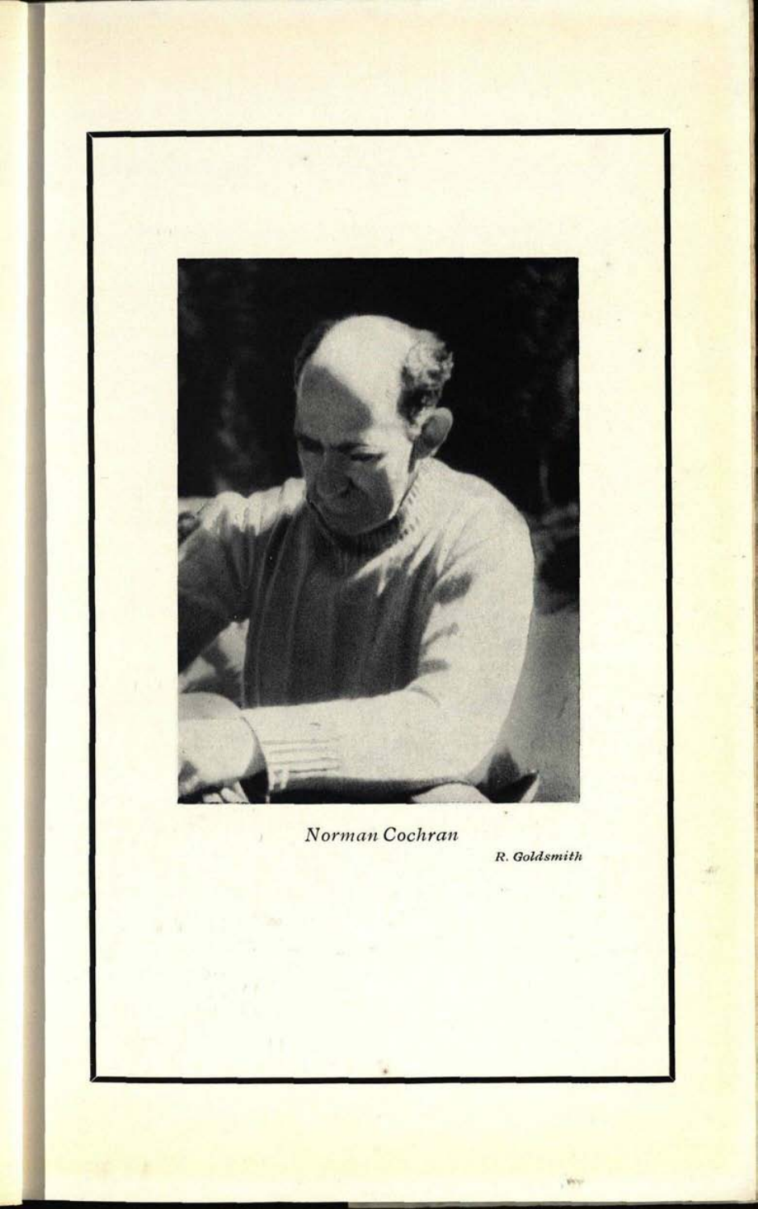*Norman Cochran*

*R. Goldsmith*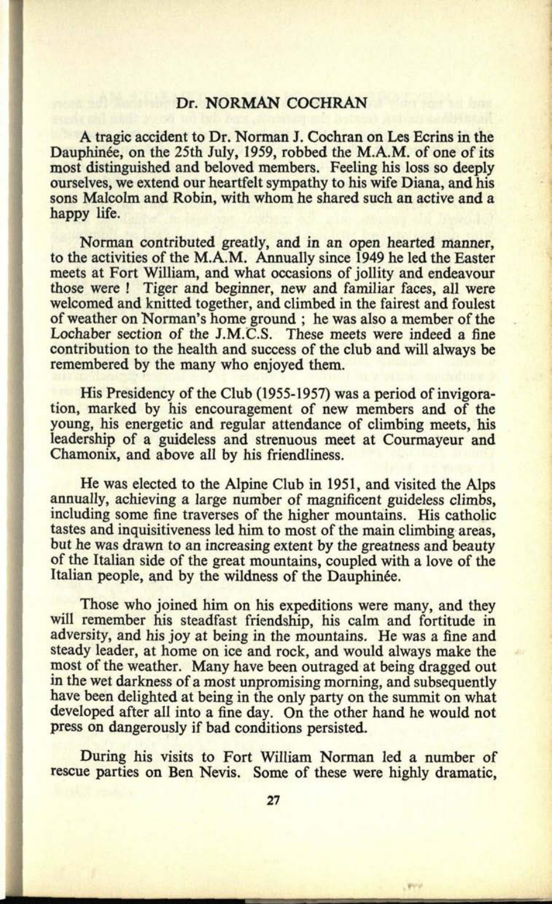## Dr. NORMAN COCHRAN

A tragic accident to Dr. Norman J. Cochran on Les Ecrins in the Dauphinée, on the 25th July, 1959, robbed the M.A.M. of one of its most distinguished and beloved members. Feeling his loss so deeply ourselves, we extend our heartfelt sympathy to his wife Diana, and his sons Malcolm and Robin, with whom he shared such an active and a happy life.

Norman contributed greatly, and in an open hearted manner, to the activities of the M.A.M. Annually since 1949 he led the Easter meets at Fort William, and what occasions of jollity and endeavour those were ! Tiger and beginner, new and familiar faces, all were welcomed and knitted together, and climbed in the fairest and foulest of weather on Norman's home ground ; he was also a member of the Lochaber section of the J.M.C.S. These meets were indeed a fine contribution to the health and success of the club and will always be remembered by the many who enjoyed them.

His Presidency of the Club (1955-1957) was a period of invigoration, marked by his encouragement of new members and of the young, his energetic and regular attendance of climbing meets, his leadership of a guideless and strenuous meet at Courmayeur and Chamonix, and above all by his friendliness.

He was elected to the Alpine Club in 1951, and visited the Alps annually, achieving a large number of magnificent guideless climbs, including some fine traverses of the higher mountains. His catholic tastes and inquisitiveness led him to most of the main climbing areas, but he was drawn to an increasing extent by the greatness and beauty of the Italian side of the great mountains, coupled with a love of the Italian people, and by the wildness of the Dauphinée.

Those who joined him on his expeditions were many, and they will remember his steadfast friendship, his calm and fortitude in adversity, and his joy at being in the mountains. He was a fine and steady leader, at home on ice and rock, and would always make the most of the weather. Many have been outraged at being dragged out in the wet darkness of a most unpromising morning, and subsequently have been delighted at being in the only party on the summit on what developed after all into a fine day. On the other hand he would not press on dangerously if bad conditions persisted.

During his visits to Fort William Norman led a number of rescue parties on Ben Nevis. Some of these were highly dramatic,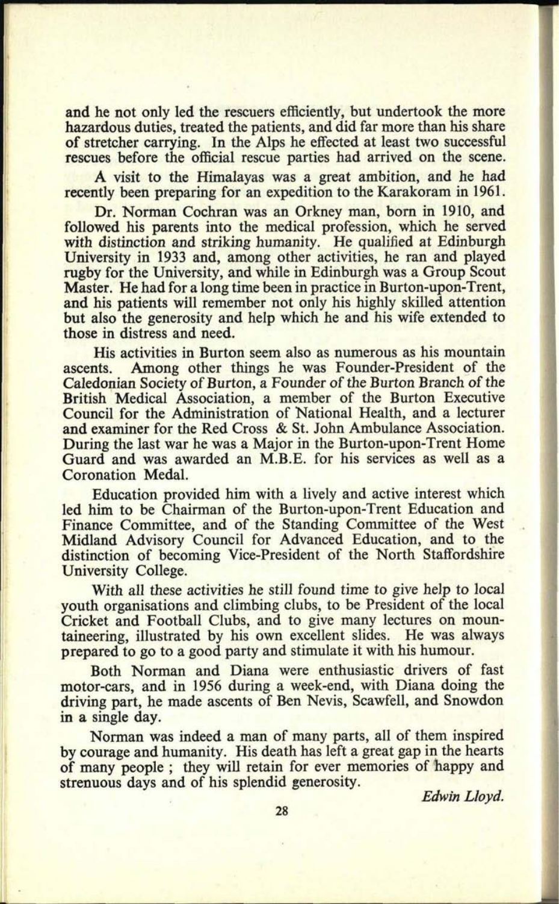and he not only led the rescuers efficiently, but undertook the more hazardous duties, treated the patients, and did far more than his share of stretcher carrying. In the Alps he effected at least two successful rescues before the official rescue parties had arrived on the scene.

A visit to the Himalayas was a great ambition, and he had recently been preparing for an expedition to the Karakoram in 1961.

Dr. Norman Cochran was an Orkney man, born in 1910, and followed his parents into the medical profession, which he served with distinction and striking humanity. He qualified at Edinburgh University in 1933 and, among other activities, he ran and played rugby for the University, and while in Edinburgh was a Group Scout Master. He had for a long time been in practice in Burton-upon-Trent, and his patients will remember not only his highly skilled attention but also the generosity and help which he and his wife extended to those in distress and need.

His activities in Burton seem also as numerous as his mountain ascents. Among other things he was Founder-President of the Caledonian Society of Burton, a Founder of the Burton Branch of the British Medical Association, a member of the Burton Executive Council for the Administration of National Health, and a lecturer and examiner for the Red Cross & St. John Ambulance Association. During the last war he was a Major in the Burton-upon-Trent Home Guard and was awarded an M.B.E. for his services as well as a Coronation Medal.

Education provided him with a lively and active interest which led him to be Chairman of the Burton-upon-Trent Education and Finance Committee, and of the Standing Committee of the West Midland Advisory Council for Advanced Education, and to the distinction of becoming Vice-President of the North Staffordshire University College.

With all these activities he still found time to give help to local youth organisations and climbing clubs, to be President of the local Cricket and Football Clubs, and to give many lectures on mountaineering, illustrated by his own excellent slides. He was always prepared to go to a good party and stimulate it with his humour.

Both Norman and Diana were enthusiastic drivers of fast motor-cars, and in 1956 during a week-end, with Diana doing the driving part, he made ascents of Ben Nevis, Scawfell, and Snowdon in a single day.

Norman was indeed a man of many parts, all of them inspired by courage and humanity. His death has left a great gap in the hearts of many people ; they will retain for ever memories of happy and strenuous days and of his splendid generosity.

*Edwin Lloyd.*